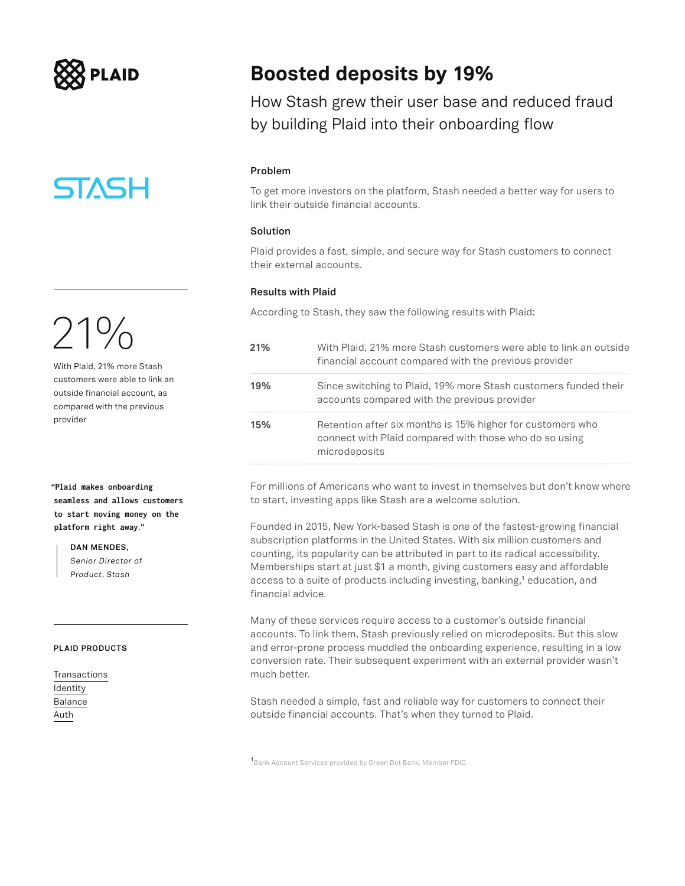PLAID

# Boosted deposits by 19%

## How Stash grew their user base and reduced fraud by building Plaid into their onboarding flow

STASH

21%

With Plaid, 21% more Stash customers were able to link an outside financial account, as compared with the previous provider

> **"Plaid makes onboarding seamless and allows customers to start moving money on the platform right away."**
>
> **DAN MENDES,**
> *Senior Director of Product, Stash*

**PLAID PRODUCTS**

- Transactions
- Identity
- Balance
- Auth

### Problem

To get more investors on the platform, Stash needed a better way for users to link their outside financial accounts.

### Solution

Plaid provides a fast, simple, and secure way for Stash customers to connect their external accounts.

### Results with Plaid

According to Stash, they saw the following results with Plaid:

| | |
|---|---|
| **21%** | With Plaid, 21% more Stash customers were able to link an outside financial account compared with the previous provider |
| **19%** | Since switching to Plaid, 19% more Stash customers funded their accounts compared with the previous provider |
| **15%** | Retention after six months is 15% higher for customers who connect with Plaid compared with those who do so using microdeposits |

For millions of Americans who want to invest in themselves but don't know where to start, investing apps like Stash are a welcome solution.

Founded in 2015, New York-based Stash is one of the fastest-growing financial subscription platforms in the United States. With six million customers and counting, its popularity can be attributed in part to its radical accessibility. Memberships start at just $1 a month, giving customers easy and affordable access to a suite of products including investing, banking,[1] education, and financial advice.

Many of these services require access to a customer's outside financial accounts. To link them, Stash previously relied on microdeposits. But this slow and error-prone process muddled the onboarding experience, resulting in a low conversion rate. Their subsequent experiment with an external provider wasn't much better.

Stash needed a simple, fast and reliable way for customers to connect their outside financial accounts. That's when they turned to Plaid.

[1] Bank Account Services provided by Green Dot Bank, Member FDIC.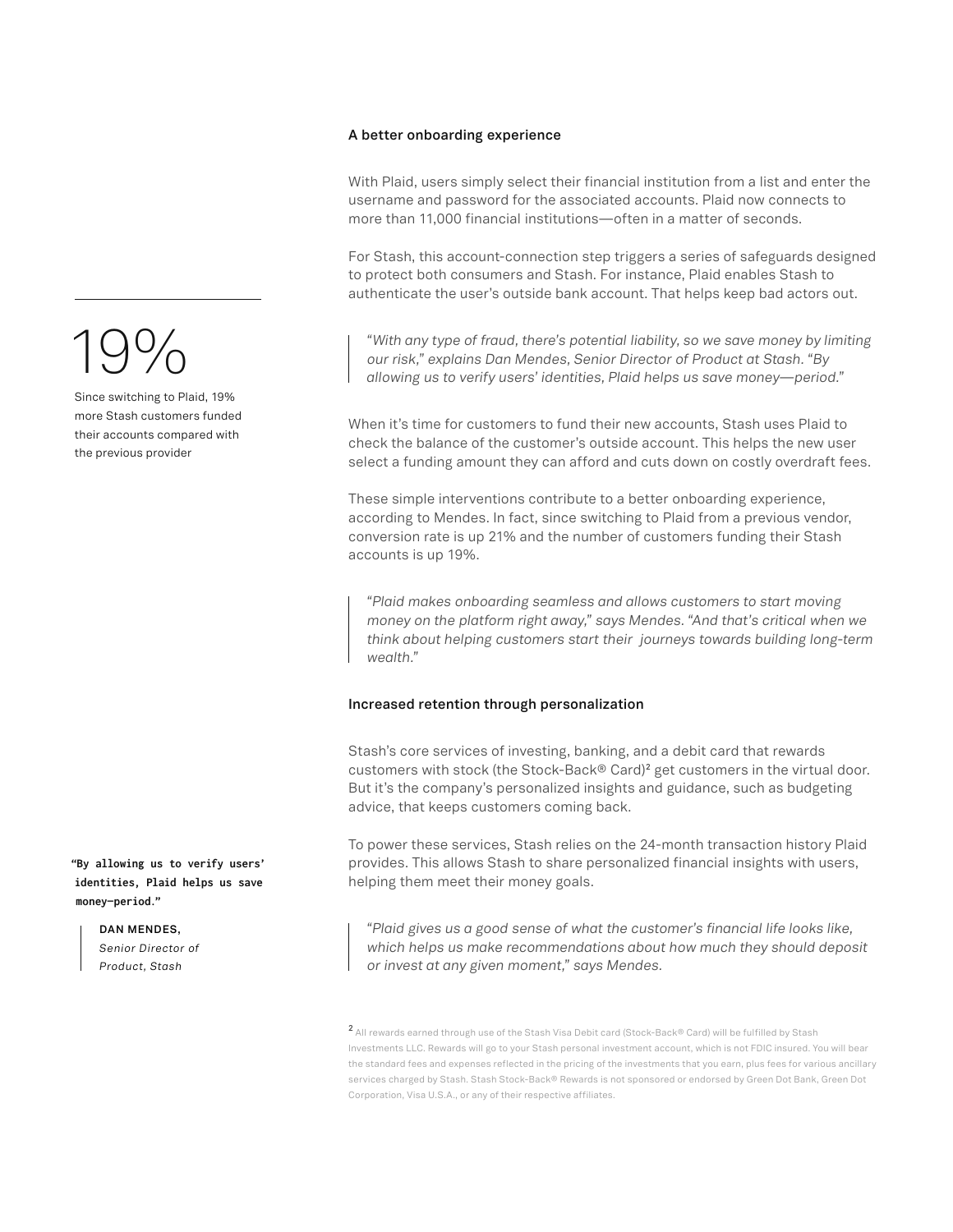### A better onboarding experience

With Plaid, users simply select their financial institution from a list and enter the username and password for the associated accounts. Plaid now connects to more than 11,000 financial institutions—often in a matter of seconds.

For Stash, this account-connection step triggers a series of safeguards designed to protect both consumers and Stash. For instance, Plaid enables Stash to authenticate the user's outside bank account. That helps keep bad actors out.

> *"With any type of fraud, there's potential liability, so we save money by limiting our risk," explains Dan Mendes, Senior Director of Product at Stash. "By allowing us to verify users' identities, Plaid helps us save money—period."*

When it's time for customers to fund their new accounts, Stash uses Plaid to check the balance of the customer's outside account. This helps the new user select a funding amount they can afford and cuts down on costly overdraft fees.

These simple interventions contribute to a better onboarding experience, according to Mendes. In fact, since switching to Plaid from a previous vendor, conversion rate is up 21% and the number of customers funding their Stash accounts is up 19%.

**19%**

Since switching to Plaid, 19% more Stash customers funded their accounts compared with the previous provider

> *"Plaid makes onboarding seamless and allows customers to start moving money on the platform right away," says Mendes. "And that's critical when we think about helping customers start their journeys towards building long-term wealth."*

### Increased retention through personalization

Stash's core services of investing, banking, and a debit card that rewards customers with stock (the Stock-Back® Card)[2] get customers in the virtual door. But it's the company's personalized insights and guidance, such as budgeting advice, that keeps customers coming back.

To power these services, Stash relies on the 24-month transaction history Plaid provides. This allows Stash to share personalized financial insights with users, helping them meet their money goals.

> *"Plaid gives us a good sense of what the customer's financial life looks like, which helps us make recommendations about how much they should deposit or invest at any given moment," says Mendes.*

**"By allowing us to verify users' identities, Plaid helps us save money—period."**

**DAN MENDES,**
*Senior Director of Product, Stash*

[2] All rewards earned through use of the Stash Visa Debit card (Stock-Back® Card) will be fulfilled by Stash Investments LLC. Rewards will go to your Stash personal investment account, which is not FDIC insured. You will bear the standard fees and expenses reflected in the pricing of the investments that you earn, plus fees for various ancillary services charged by Stash. Stash Stock-Back® Rewards is not sponsored or endorsed by Green Dot Bank, Green Dot Corporation, Visa U.S.A., or any of their respective affiliates.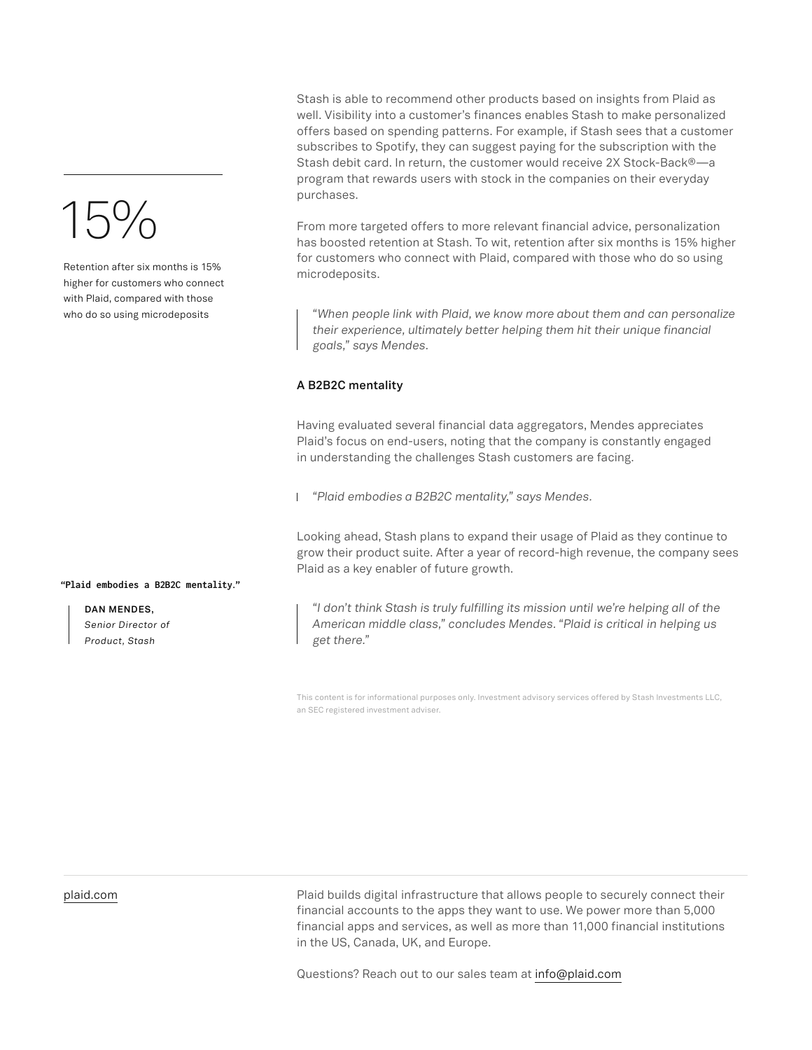Stash is able to recommend other products based on insights from Plaid as well. Visibility into a customer's finances enables Stash to make personalized offers based on spending patterns. For example, if Stash sees that a customer subscribes to Spotify, they can suggest paying for the subscription with the Stash debit card. In return, the customer would receive 2X Stock-Back®—a program that rewards users with stock in the companies on their everyday purchases.

15%

Retention after six months is 15% higher for customers who connect with Plaid, compared with those who do so using microdeposits

From more targeted offers to more relevant financial advice, personalization has boosted retention at Stash. To wit, retention after six months is 15% higher for customers who connect with Plaid, compared with those who do so using microdeposits.

> "*When people link with Plaid, we know more about them and can personalize their experience, ultimately better helping them hit their unique financial goals,*" *says Mendes.*

**A B2B2C mentality**

Having evaluated several financial data aggregators, Mendes appreciates Plaid's focus on end-users, noting that the company is constantly engaged in understanding the challenges Stash customers are facing.

> "*Plaid embodies a B2B2C mentality,*" *says Mendes.*

Looking ahead, Stash plans to expand their usage of Plaid as they continue to grow their product suite. After a year of record-high revenue, the company sees Plaid as a key enabler of future growth.

**"Plaid embodies a B2B2C mentality."**

> **DAN MENDES,**
> *Senior Director of Product, Stash*

> "*I don't think Stash is truly fulfilling its mission until we're helping all of the American middle class,*" *concludes Mendes.* "*Plaid is critical in helping us get there.*"

This content is for informational purposes only. Investment advisory services offered by Stash Investments LLC, an SEC registered investment adviser.

---

plaid.com

Plaid builds digital infrastructure that allows people to securely connect their financial accounts to the apps they want to use. We power more than 5,000 financial apps and services, as well as more than 11,000 financial institutions in the US, Canada, UK, and Europe.

Questions? Reach out to our sales team at info@plaid.com